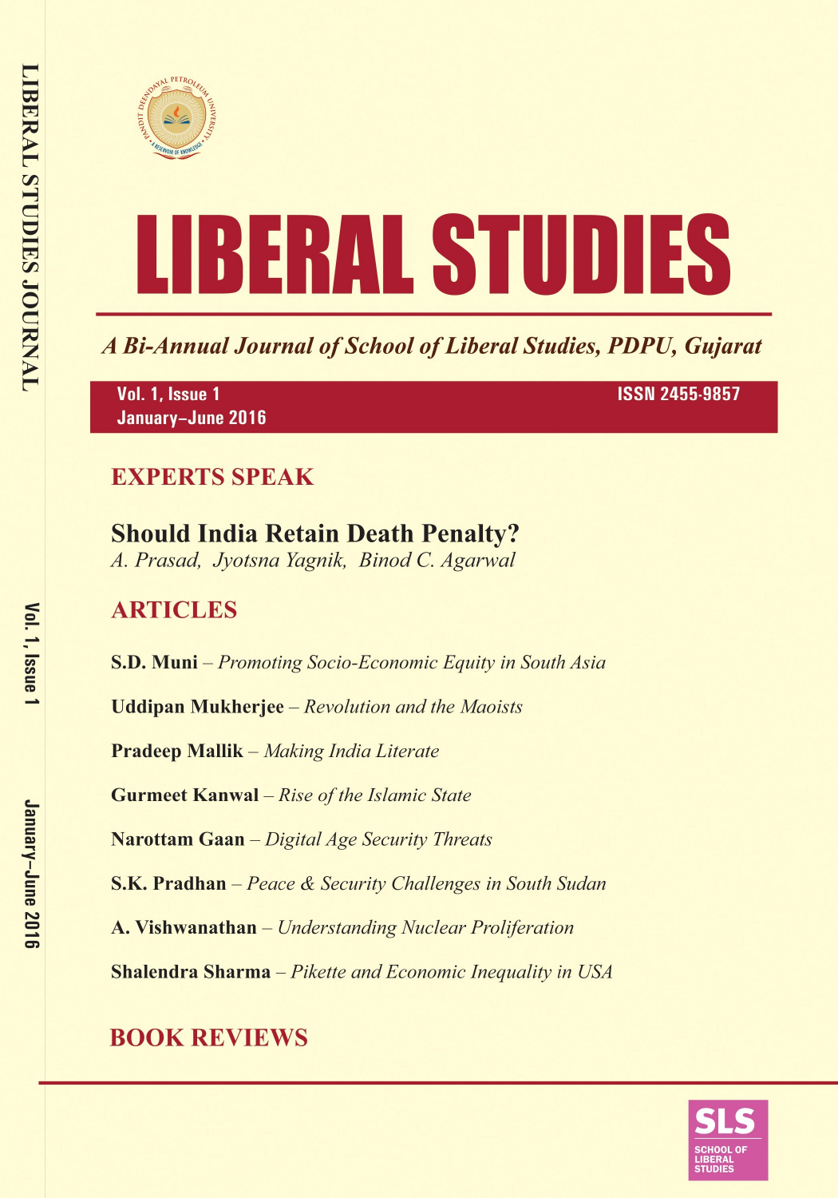# LIBERAL STUDIES

*A Bi-Annual Journal of School of Liberal Studies, PDPU, Gujarat*

Vol. 1, Issue 1
January–June 2016

ISSN 2455-9857

## EXPERTS SPEAK

### Should India Retain Death Penalty?

*A. Prasad, Jyotsna Yagnik, Binod C. Agarwal*

## ARTICLES

**S.D. Muni** – *Promoting Socio-Economic Equity in South Asia*

**Uddipan Mukherjee** – *Revolution and the Maoists*

**Pradeep Mallik** – *Making India Literate*

**Gurmeet Kanwal** – *Rise of the Islamic State*

**Narottam Gaan** – *Digital Age Security Threats*

**S.K. Pradhan** – *Peace & Security Challenges in South Sudan*

**A. Vishwanathan** – *Understanding Nuclear Proliferation*

**Shalendra Sharma** – *Pikette and Economic Inequality in USA*

## BOOK REVIEWS

SLS
SCHOOL OF LIBERAL STUDIES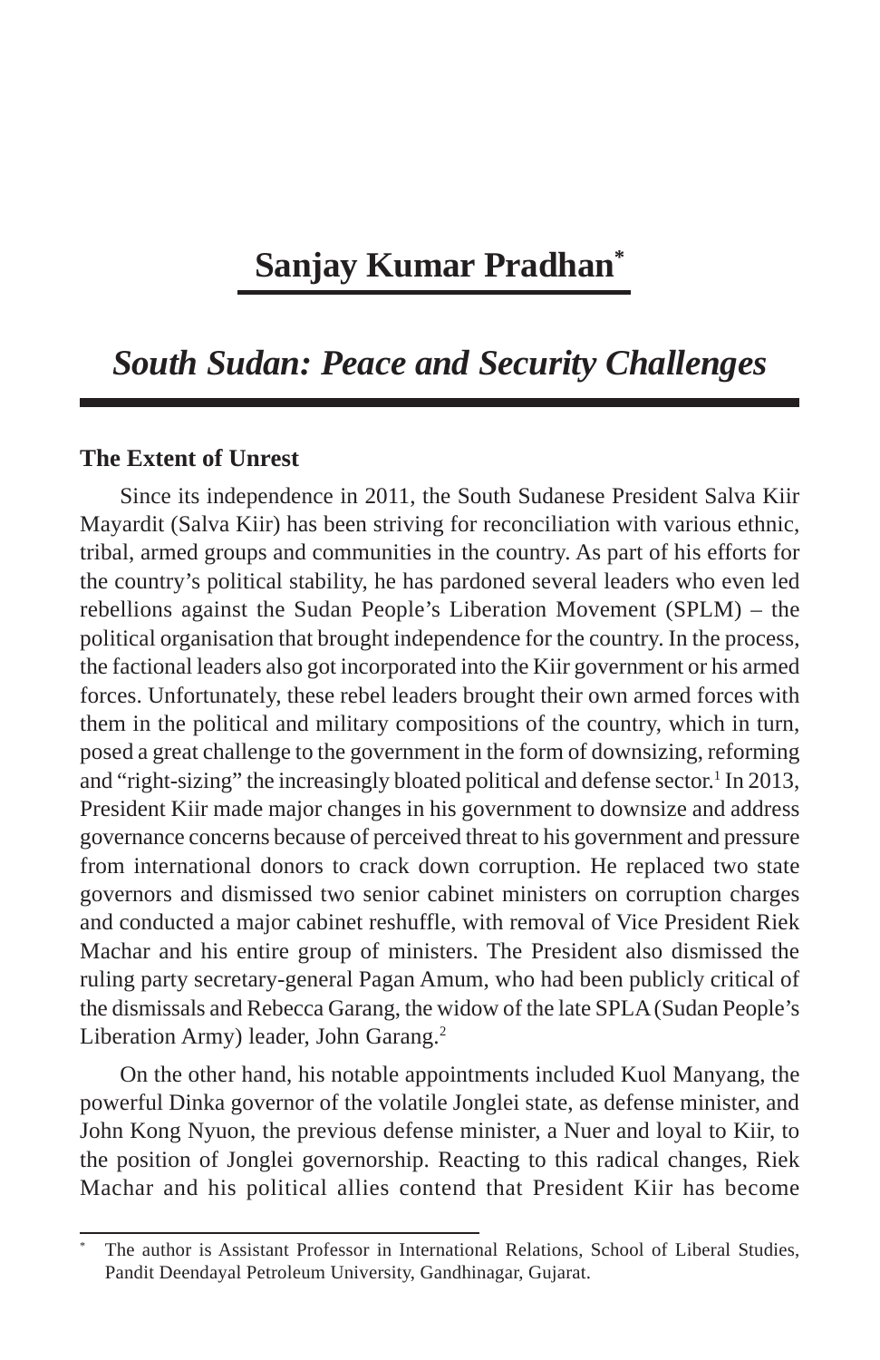# Sanjay Kumar Pradhan[*]

## *South Sudan: Peace and Security Challenges*

### The Extent of Unrest

Since its independence in 2011, the South Sudanese President Salva Kiir Mayardit (Salva Kiir) has been striving for reconciliation with various ethnic, tribal, armed groups and communities in the country. As part of his efforts for the country's political stability, he has pardoned several leaders who even led rebellions against the Sudan People's Liberation Movement (SPLM) – the political organisation that brought independence for the country. In the process, the factional leaders also got incorporated into the Kiir government or his armed forces. Unfortunately, these rebel leaders brought their own armed forces with them in the political and military compositions of the country, which in turn, posed a great challenge to the government in the form of downsizing, reforming and "right-sizing" the increasingly bloated political and defense sector.[1] In 2013, President Kiir made major changes in his government to downsize and address governance concerns because of perceived threat to his government and pressure from international donors to crack down corruption. He replaced two state governors and dismissed two senior cabinet ministers on corruption charges and conducted a major cabinet reshuffle, with removal of Vice President Riek Machar and his entire group of ministers. The President also dismissed the ruling party secretary-general Pagan Amum, who had been publicly critical of the dismissals and Rebecca Garang, the widow of the late SPLA (Sudan People's Liberation Army) leader, John Garang.[2]

On the other hand, his notable appointments included Kuol Manyang, the powerful Dinka governor of the volatile Jonglei state, as defense minister, and John Kong Nyuon, the previous defense minister, a Nuer and loyal to Kiir, to the position of Jonglei governorship. Reacting to this radical changes, Riek Machar and his political allies contend that President Kiir has become

---

[*] The author is Assistant Professor in International Relations, School of Liberal Studies, Pandit Deendayal Petroleum University, Gandhinagar, Gujarat.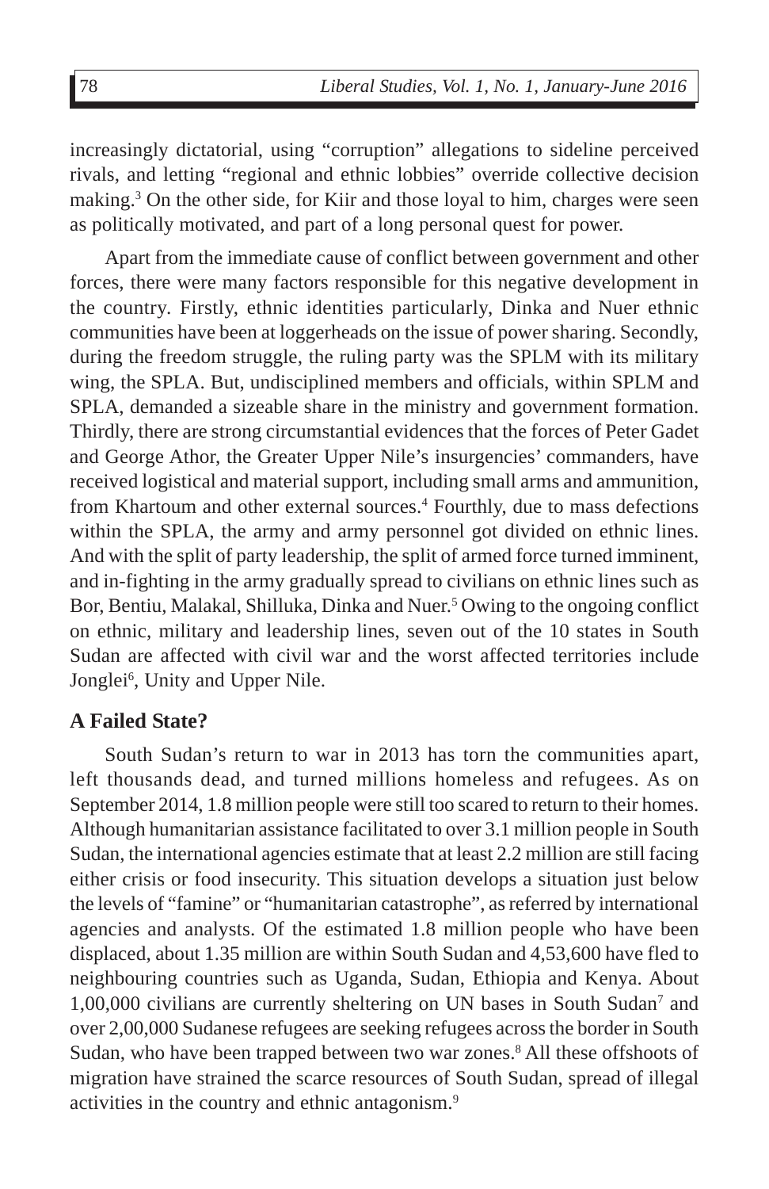increasingly dictatorial, using "corruption" allegations to sideline perceived rivals, and letting "regional and ethnic lobbies" override collective decision making.[3] On the other side, for Kiir and those loyal to him, charges were seen as politically motivated, and part of a long personal quest for power.

Apart from the immediate cause of conflict between government and other forces, there were many factors responsible for this negative development in the country. Firstly, ethnic identities particularly, Dinka and Nuer ethnic communities have been at loggerheads on the issue of power sharing. Secondly, during the freedom struggle, the ruling party was the SPLM with its military wing, the SPLA. But, undisciplined members and officials, within SPLM and SPLA, demanded a sizeable share in the ministry and government formation. Thirdly, there are strong circumstantial evidences that the forces of Peter Gadet and George Athor, the Greater Upper Nile's insurgencies' commanders, have received logistical and material support, including small arms and ammunition, from Khartoum and other external sources.[4] Fourthly, due to mass defections within the SPLA, the army and army personnel got divided on ethnic lines. And with the split of party leadership, the split of armed force turned imminent, and in-fighting in the army gradually spread to civilians on ethnic lines such as Bor, Bentiu, Malakal, Shilluka, Dinka and Nuer.[5] Owing to the ongoing conflict on ethnic, military and leadership lines, seven out of the 10 states in South Sudan are affected with civil war and the worst affected territories include Jonglei[6], Unity and Upper Nile.

## A Failed State?

South Sudan's return to war in 2013 has torn the communities apart, left thousands dead, and turned millions homeless and refugees. As on September 2014, 1.8 million people were still too scared to return to their homes. Although humanitarian assistance facilitated to over 3.1 million people in South Sudan, the international agencies estimate that at least 2.2 million are still facing either crisis or food insecurity. This situation develops a situation just below the levels of "famine" or "humanitarian catastrophe", as referred by international agencies and analysts. Of the estimated 1.8 million people who have been displaced, about 1.35 million are within South Sudan and 4,53,600 have fled to neighbouring countries such as Uganda, Sudan, Ethiopia and Kenya. About 1,00,000 civilians are currently sheltering on UN bases in South Sudan[7] and over 2,00,000 Sudanese refugees are seeking refugees across the border in South Sudan, who have been trapped between two war zones.[8] All these offshoots of migration have strained the scarce resources of South Sudan, spread of illegal activities in the country and ethnic antagonism.[9]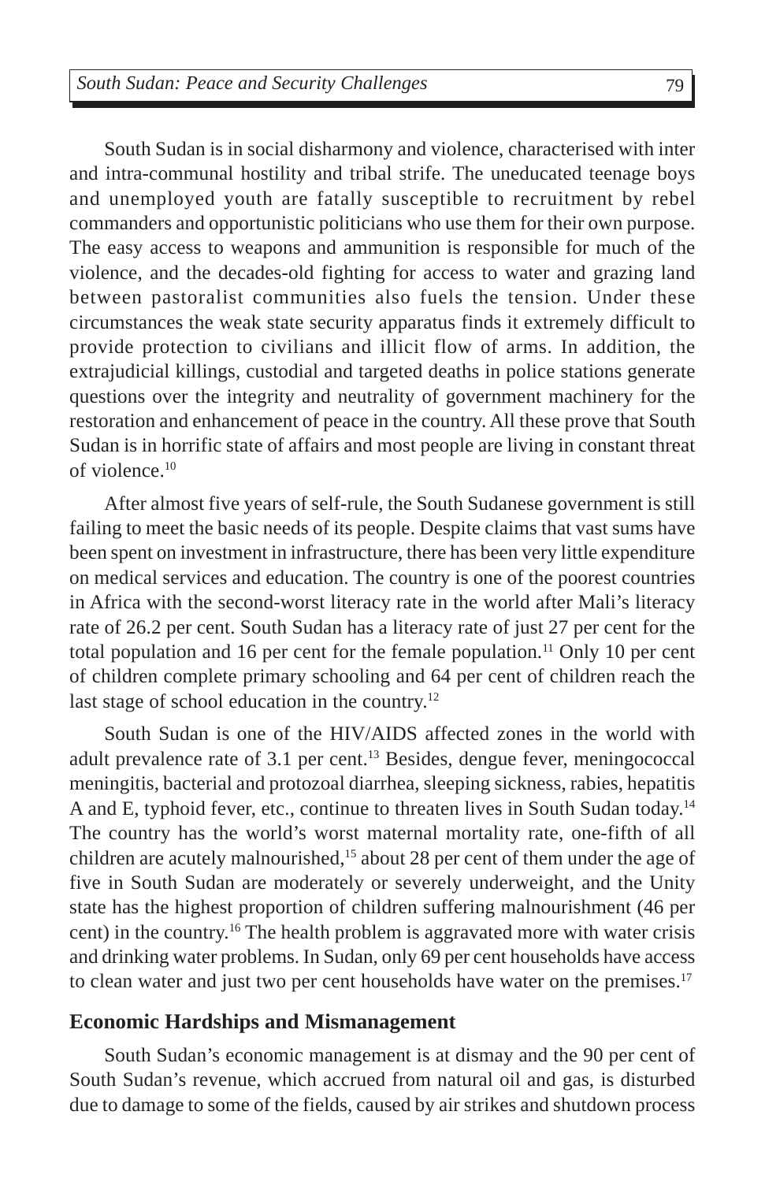South Sudan is in social disharmony and violence, characterised with inter and intra-communal hostility and tribal strife. The uneducated teenage boys and unemployed youth are fatally susceptible to recruitment by rebel commanders and opportunistic politicians who use them for their own purpose. The easy access to weapons and ammunition is responsible for much of the violence, and the decades-old fighting for access to water and grazing land between pastoralist communities also fuels the tension. Under these circumstances the weak state security apparatus finds it extremely difficult to provide protection to civilians and illicit flow of arms. In addition, the extrajudicial killings, custodial and targeted deaths in police stations generate questions over the integrity and neutrality of government machinery for the restoration and enhancement of peace in the country. All these prove that South Sudan is in horrific state of affairs and most people are living in constant threat of violence.[10]

After almost five years of self-rule, the South Sudanese government is still failing to meet the basic needs of its people. Despite claims that vast sums have been spent on investment in infrastructure, there has been very little expenditure on medical services and education. The country is one of the poorest countries in Africa with the second-worst literacy rate in the world after Mali's literacy rate of 26.2 per cent. South Sudan has a literacy rate of just 27 per cent for the total population and 16 per cent for the female population.[11] Only 10 per cent of children complete primary schooling and 64 per cent of children reach the last stage of school education in the country.[12]

South Sudan is one of the HIV/AIDS affected zones in the world with adult prevalence rate of 3.1 per cent.[13] Besides, dengue fever, meningococcal meningitis, bacterial and protozoal diarrhea, sleeping sickness, rabies, hepatitis A and E, typhoid fever, etc., continue to threaten lives in South Sudan today.[14] The country has the world's worst maternal mortality rate, one-fifth of all children are acutely malnourished,[15] about 28 per cent of them under the age of five in South Sudan are moderately or severely underweight, and the Unity state has the highest proportion of children suffering malnourishment (46 per cent) in the country.[16] The health problem is aggravated more with water crisis and drinking water problems. In Sudan, only 69 per cent households have access to clean water and just two per cent households have water on the premises.[17]

## Economic Hardships and Mismanagement

South Sudan's economic management is at dismay and the 90 per cent of South Sudan's revenue, which accrued from natural oil and gas, is disturbed due to damage to some of the fields, caused by air strikes and shutdown process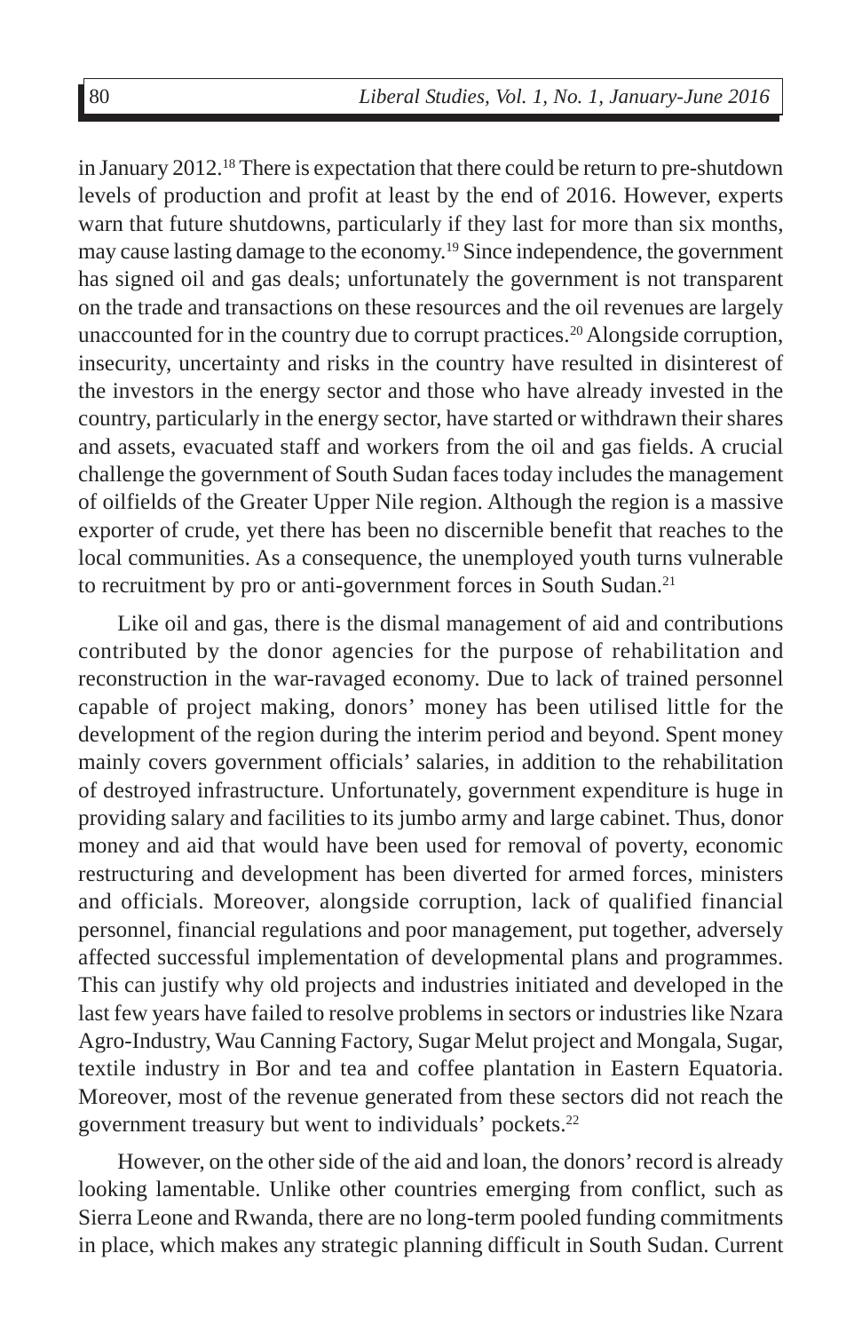in January 2012.[18] There is expectation that there could be return to pre-shutdown levels of production and profit at least by the end of 2016. However, experts warn that future shutdowns, particularly if they last for more than six months, may cause lasting damage to the economy.[19] Since independence, the government has signed oil and gas deals; unfortunately the government is not transparent on the trade and transactions on these resources and the oil revenues are largely unaccounted for in the country due to corrupt practices.[20] Alongside corruption, insecurity, uncertainty and risks in the country have resulted in disinterest of the investors in the energy sector and those who have already invested in the country, particularly in the energy sector, have started or withdrawn their shares and assets, evacuated staff and workers from the oil and gas fields. A crucial challenge the government of South Sudan faces today includes the management of oilfields of the Greater Upper Nile region. Although the region is a massive exporter of crude, yet there has been no discernible benefit that reaches to the local communities. As a consequence, the unemployed youth turns vulnerable to recruitment by pro or anti-government forces in South Sudan.[21]

Like oil and gas, there is the dismal management of aid and contributions contributed by the donor agencies for the purpose of rehabilitation and reconstruction in the war-ravaged economy. Due to lack of trained personnel capable of project making, donors' money has been utilised little for the development of the region during the interim period and beyond. Spent money mainly covers government officials' salaries, in addition to the rehabilitation of destroyed infrastructure. Unfortunately, government expenditure is huge in providing salary and facilities to its jumbo army and large cabinet. Thus, donor money and aid that would have been used for removal of poverty, economic restructuring and development has been diverted for armed forces, ministers and officials. Moreover, alongside corruption, lack of qualified financial personnel, financial regulations and poor management, put together, adversely affected successful implementation of developmental plans and programmes. This can justify why old projects and industries initiated and developed in the last few years have failed to resolve problems in sectors or industries like Nzara Agro-Industry, Wau Canning Factory, Sugar Melut project and Mongala, Sugar, textile industry in Bor and tea and coffee plantation in Eastern Equatoria. Moreover, most of the revenue generated from these sectors did not reach the government treasury but went to individuals' pockets.[22]

However, on the other side of the aid and loan, the donors' record is already looking lamentable. Unlike other countries emerging from conflict, such as Sierra Leone and Rwanda, there are no long-term pooled funding commitments in place, which makes any strategic planning difficult in South Sudan. Current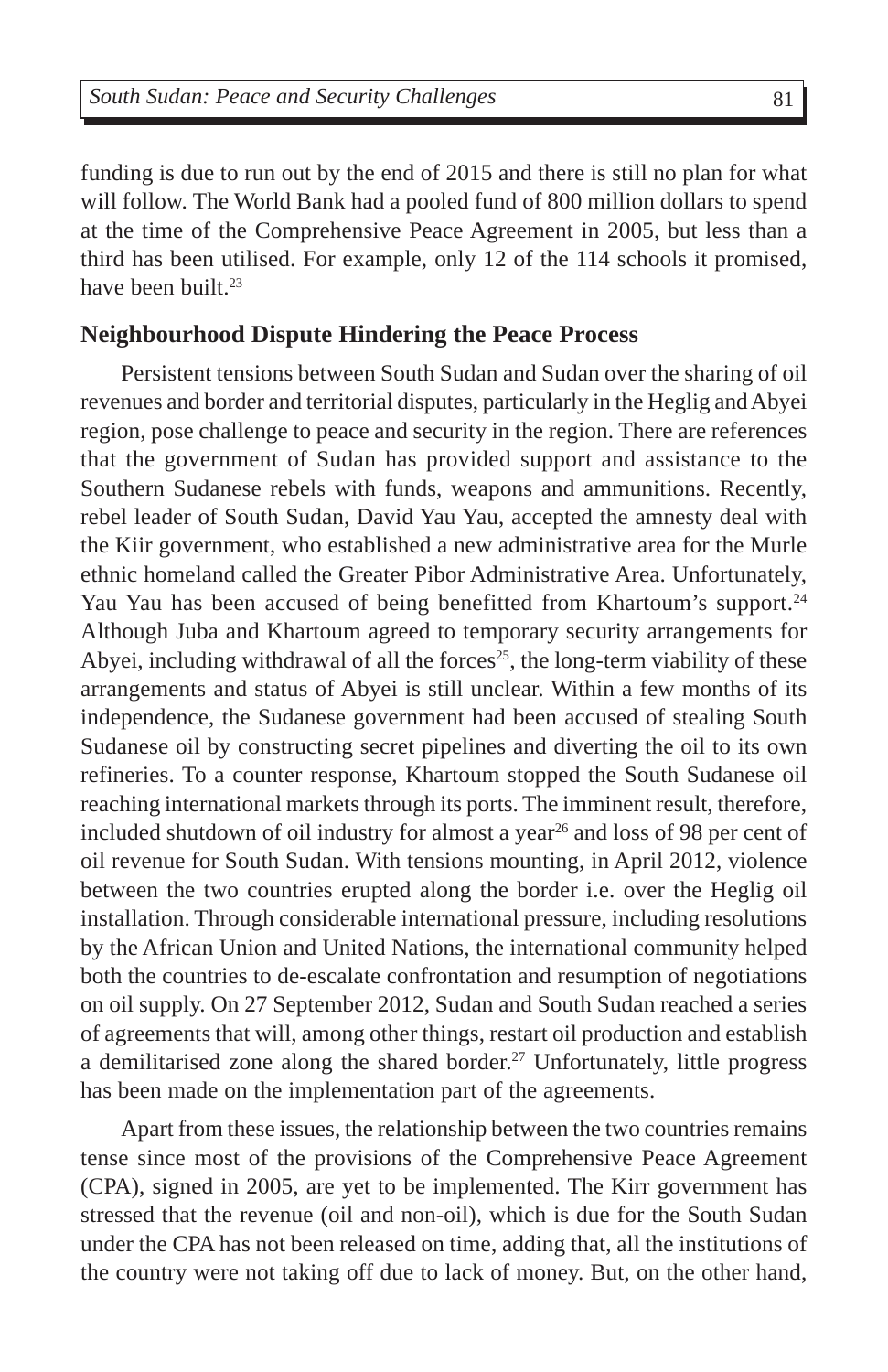funding is due to run out by the end of 2015 and there is still no plan for what will follow. The World Bank had a pooled fund of 800 million dollars to spend at the time of the Comprehensive Peace Agreement in 2005, but less than a third has been utilised. For example, only 12 of the 114 schools it promised, have been built.[23]

## Neighbourhood Dispute Hindering the Peace Process

Persistent tensions between South Sudan and Sudan over the sharing of oil revenues and border and territorial disputes, particularly in the Heglig and Abyei region, pose challenge to peace and security in the region. There are references that the government of Sudan has provided support and assistance to the Southern Sudanese rebels with funds, weapons and ammunitions. Recently, rebel leader of South Sudan, David Yau Yau, accepted the amnesty deal with the Kiir government, who established a new administrative area for the Murle ethnic homeland called the Greater Pibor Administrative Area. Unfortunately, Yau Yau has been accused of being benefitted from Khartoum's support.[24] Although Juba and Khartoum agreed to temporary security arrangements for Abyei, including withdrawal of all the forces[25], the long-term viability of these arrangements and status of Abyei is still unclear. Within a few months of its independence, the Sudanese government had been accused of stealing South Sudanese oil by constructing secret pipelines and diverting the oil to its own refineries. To a counter response, Khartoum stopped the South Sudanese oil reaching international markets through its ports. The imminent result, therefore, included shutdown of oil industry for almost a year[26] and loss of 98 per cent of oil revenue for South Sudan. With tensions mounting, in April 2012, violence between the two countries erupted along the border i.e. over the Heglig oil installation. Through considerable international pressure, including resolutions by the African Union and United Nations, the international community helped both the countries to de-escalate confrontation and resumption of negotiations on oil supply. On 27 September 2012, Sudan and South Sudan reached a series of agreements that will, among other things, restart oil production and establish a demilitarised zone along the shared border.[27] Unfortunately, little progress has been made on the implementation part of the agreements.

Apart from these issues, the relationship between the two countries remains tense since most of the provisions of the Comprehensive Peace Agreement (CPA), signed in 2005, are yet to be implemented. The Kirr government has stressed that the revenue (oil and non-oil), which is due for the South Sudan under the CPA has not been released on time, adding that, all the institutions of the country were not taking off due to lack of money. But, on the other hand,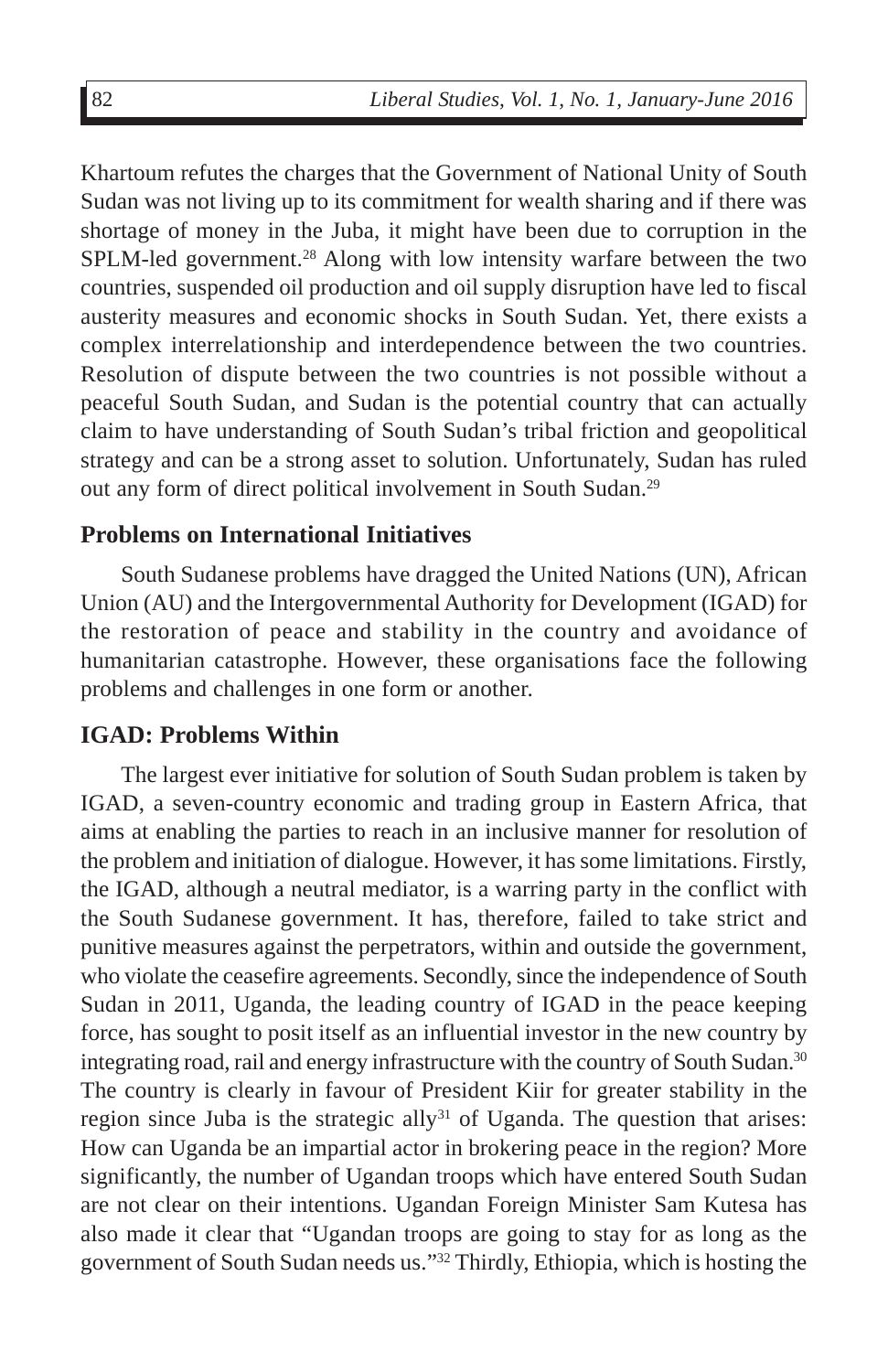Khartoum refutes the charges that the Government of National Unity of South Sudan was not living up to its commitment for wealth sharing and if there was shortage of money in the Juba, it might have been due to corruption in the SPLM-led government.[28] Along with low intensity warfare between the two countries, suspended oil production and oil supply disruption have led to fiscal austerity measures and economic shocks in South Sudan. Yet, there exists a complex interrelationship and interdependence between the two countries. Resolution of dispute between the two countries is not possible without a peaceful South Sudan, and Sudan is the potential country that can actually claim to have understanding of South Sudan's tribal friction and geopolitical strategy and can be a strong asset to solution. Unfortunately, Sudan has ruled out any form of direct political involvement in South Sudan.[29]

## Problems on International Initiatives

South Sudanese problems have dragged the United Nations (UN), African Union (AU) and the Intergovernmental Authority for Development (IGAD) for the restoration of peace and stability in the country and avoidance of humanitarian catastrophe. However, these organisations face the following problems and challenges in one form or another.

## IGAD: Problems Within

The largest ever initiative for solution of South Sudan problem is taken by IGAD, a seven-country economic and trading group in Eastern Africa, that aims at enabling the parties to reach in an inclusive manner for resolution of the problem and initiation of dialogue. However, it has some limitations. Firstly, the IGAD, although a neutral mediator, is a warring party in the conflict with the South Sudanese government. It has, therefore, failed to take strict and punitive measures against the perpetrators, within and outside the government, who violate the ceasefire agreements. Secondly, since the independence of South Sudan in 2011, Uganda, the leading country of IGAD in the peace keeping force, has sought to posit itself as an influential investor in the new country by integrating road, rail and energy infrastructure with the country of South Sudan.[30] The country is clearly in favour of President Kiir for greater stability in the region since Juba is the strategic ally[31] of Uganda. The question that arises: How can Uganda be an impartial actor in brokering peace in the region? More significantly, the number of Ugandan troops which have entered South Sudan are not clear on their intentions. Ugandan Foreign Minister Sam Kutesa has also made it clear that "Ugandan troops are going to stay for as long as the government of South Sudan needs us."[32] Thirdly, Ethiopia, which is hosting the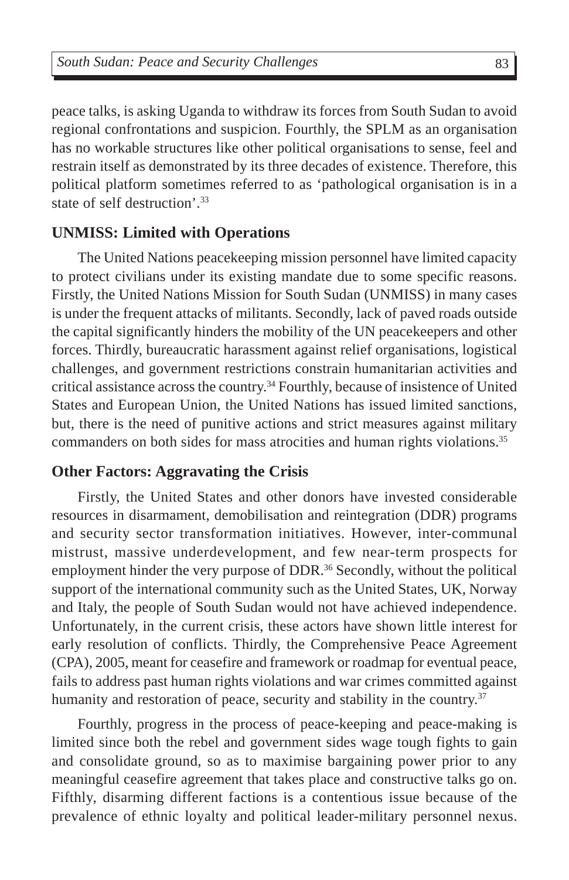peace talks, is asking Uganda to withdraw its forces from South Sudan to avoid regional confrontations and suspicion. Fourthly, the SPLM as an organisation has no workable structures like other political organisations to sense, feel and restrain itself as demonstrated by its three decades of existence. Therefore, this political platform sometimes referred to as 'pathological organisation is in a state of self destruction'.[33]

## UNMISS: Limited with Operations

The United Nations peacekeeping mission personnel have limited capacity to protect civilians under its existing mandate due to some specific reasons. Firstly, the United Nations Mission for South Sudan (UNMISS) in many cases is under the frequent attacks of militants. Secondly, lack of paved roads outside the capital significantly hinders the mobility of the UN peacekeepers and other forces. Thirdly, bureaucratic harassment against relief organisations, logistical challenges, and government restrictions constrain humanitarian activities and critical assistance across the country.[34] Fourthly, because of insistence of United States and European Union, the United Nations has issued limited sanctions, but, there is the need of punitive actions and strict measures against military commanders on both sides for mass atrocities and human rights violations.[35]

## Other Factors: Aggravating the Crisis

Firstly, the United States and other donors have invested considerable resources in disarmament, demobilisation and reintegration (DDR) programs and security sector transformation initiatives. However, inter-communal mistrust, massive underdevelopment, and few near-term prospects for employment hinder the very purpose of DDR.[36] Secondly, without the political support of the international community such as the United States, UK, Norway and Italy, the people of South Sudan would not have achieved independence. Unfortunately, in the current crisis, these actors have shown little interest for early resolution of conflicts. Thirdly, the Comprehensive Peace Agreement (CPA), 2005, meant for ceasefire and framework or roadmap for eventual peace, fails to address past human rights violations and war crimes committed against humanity and restoration of peace, security and stability in the country.[37]

Fourthly, progress in the process of peace-keeping and peace-making is limited since both the rebel and government sides wage tough fights to gain and consolidate ground, so as to maximise bargaining power prior to any meaningful ceasefire agreement that takes place and constructive talks go on. Fifthly, disarming different factions is a contentious issue because of the prevalence of ethnic loyalty and political leader-military personnel nexus.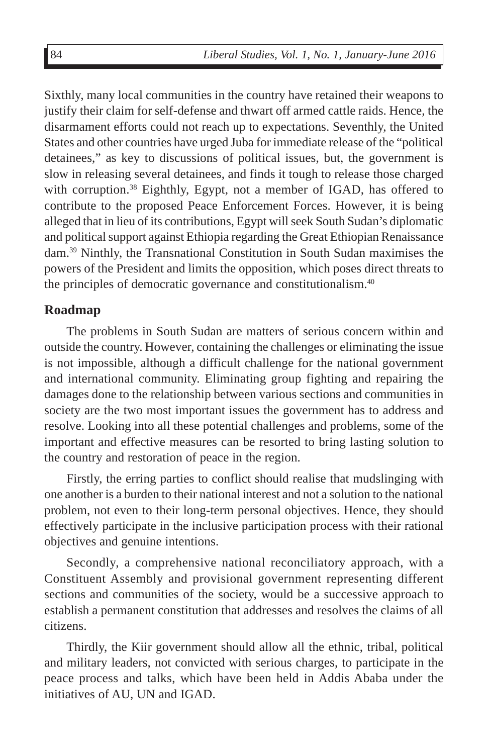Sixthly, many local communities in the country have retained their weapons to justify their claim for self-defense and thwart off armed cattle raids. Hence, the disarmament efforts could not reach up to expectations. Seventhly, the United States and other countries have urged Juba for immediate release of the "political detainees," as key to discussions of political issues, but, the government is slow in releasing several detainees, and finds it tough to release those charged with corruption.[38] Eighthly, Egypt, not a member of IGAD, has offered to contribute to the proposed Peace Enforcement Forces. However, it is being alleged that in lieu of its contributions, Egypt will seek South Sudan's diplomatic and political support against Ethiopia regarding the Great Ethiopian Renaissance dam.[39] Ninthly, the Transnational Constitution in South Sudan maximises the powers of the President and limits the opposition, which poses direct threats to the principles of democratic governance and constitutionalism.[40]

## Roadmap

The problems in South Sudan are matters of serious concern within and outside the country. However, containing the challenges or eliminating the issue is not impossible, although a difficult challenge for the national government and international community. Eliminating group fighting and repairing the damages done to the relationship between various sections and communities in society are the two most important issues the government has to address and resolve. Looking into all these potential challenges and problems, some of the important and effective measures can be resorted to bring lasting solution to the country and restoration of peace in the region.

Firstly, the erring parties to conflict should realise that mudslinging with one another is a burden to their national interest and not a solution to the national problem, not even to their long-term personal objectives. Hence, they should effectively participate in the inclusive participation process with their rational objectives and genuine intentions.

Secondly, a comprehensive national reconciliatory approach, with a Constituent Assembly and provisional government representing different sections and communities of the society, would be a successive approach to establish a permanent constitution that addresses and resolves the claims of all citizens.

Thirdly, the Kiir government should allow all the ethnic, tribal, political and military leaders, not convicted with serious charges, to participate in the peace process and talks, which have been held in Addis Ababa under the initiatives of AU, UN and IGAD.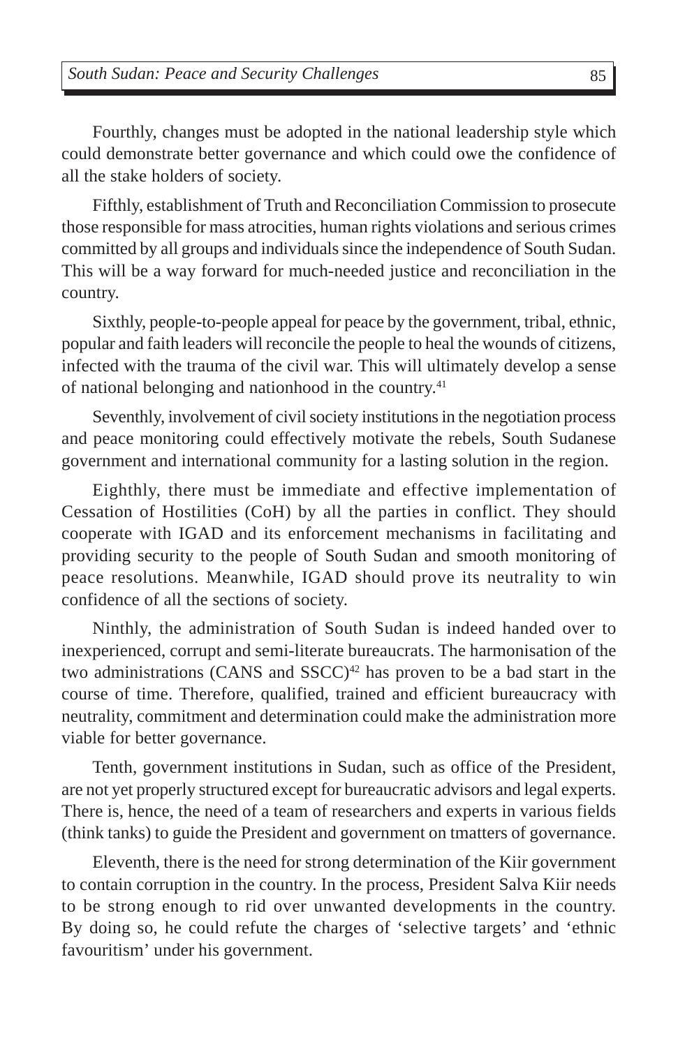Fourthly, changes must be adopted in the national leadership style which could demonstrate better governance and which could owe the confidence of all the stake holders of society.

Fifthly, establishment of Truth and Reconciliation Commission to prosecute those responsible for mass atrocities, human rights violations and serious crimes committed by all groups and individuals since the independence of South Sudan. This will be a way forward for much-needed justice and reconciliation in the country.

Sixthly, people-to-people appeal for peace by the government, tribal, ethnic, popular and faith leaders will reconcile the people to heal the wounds of citizens, infected with the trauma of the civil war. This will ultimately develop a sense of national belonging and nationhood in the country.[41]

Seventhly, involvement of civil society institutions in the negotiation process and peace monitoring could effectively motivate the rebels, South Sudanese government and international community for a lasting solution in the region.

Eighthly, there must be immediate and effective implementation of Cessation of Hostilities (CoH) by all the parties in conflict. They should cooperate with IGAD and its enforcement mechanisms in facilitating and providing security to the people of South Sudan and smooth monitoring of peace resolutions. Meanwhile, IGAD should prove its neutrality to win confidence of all the sections of society.

Ninthly, the administration of South Sudan is indeed handed over to inexperienced, corrupt and semi-literate bureaucrats. The harmonisation of the two administrations (CANS and SSCC)[42] has proven to be a bad start in the course of time. Therefore, qualified, trained and efficient bureaucracy with neutrality, commitment and determination could make the administration more viable for better governance.

Tenth, government institutions in Sudan, such as office of the President, are not yet properly structured except for bureaucratic advisors and legal experts. There is, hence, the need of a team of researchers and experts in various fields (think tanks) to guide the President and government on tmatters of governance.

Eleventh, there is the need for strong determination of the Kiir government to contain corruption in the country. In the process, President Salva Kiir needs to be strong enough to rid over unwanted developments in the country. By doing so, he could refute the charges of 'selective targets' and 'ethnic favouritism' under his government.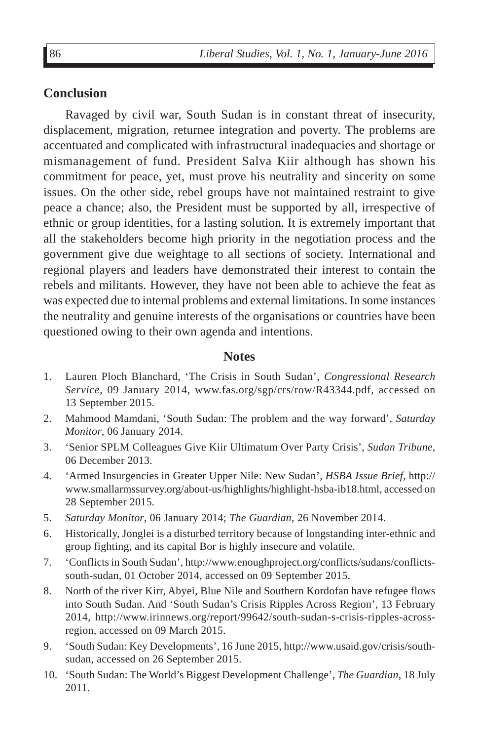## Conclusion

Ravaged by civil war, South Sudan is in constant threat of insecurity, displacement, migration, returnee integration and poverty. The problems are accentuated and complicated with infrastructural inadequacies and shortage or mismanagement of fund. President Salva Kiir although has shown his commitment for peace, yet, must prove his neutrality and sincerity on some issues. On the other side, rebel groups have not maintained restraint to give peace a chance; also, the President must be supported by all, irrespective of ethnic or group identities, for a lasting solution. It is extremely important that all the stakeholders become high priority in the negotiation process and the government give due weightage to all sections of society. International and regional players and leaders have demonstrated their interest to contain the rebels and militants. However, they have not been able to achieve the feat as was expected due to internal problems and external limitations. In some instances the neutrality and genuine interests of the organisations or countries have been questioned owing to their own agenda and intentions.

### Notes

1. Lauren Ploch Blanchard, 'The Crisis in South Sudan', *Congressional Research Service*, 09 January 2014, www.fas.org/sgp/crs/row/R43344.pdf, accessed on 13 September 2015.
2. Mahmood Mamdani, 'South Sudan: The problem and the way forward', *Saturday Monitor*, 06 January 2014.
3. 'Senior SPLM Colleagues Give Kiir Ultimatum Over Party Crisis', *Sudan Tribune*, 06 December 2013.
4. 'Armed Insurgencies in Greater Upper Nile: New Sudan', *HSBA Issue Brief*, http://www.smallarmssurvey.org/about-us/highlights/highlight-hsba-ib18.html, accessed on 28 September 2015.
5. *Saturday Monitor*, 06 January 2014; *The Guardian*, 26 November 2014.
6. Historically, Jonglei is a disturbed territory because of longstanding inter-ethnic and group fighting, and its capital Bor is highly insecure and volatile.
7. 'Conflicts in South Sudan', http://www.enoughproject.org/conflicts/sudans/conflicts-south-sudan, 01 October 2014, accessed on 09 September 2015.
8. North of the river Kirr, Abyei, Blue Nile and Southern Kordofan have refugee flows into South Sudan. And 'South Sudan's Crisis Ripples Across Region', 13 February 2014, http://www.irinnews.org/report/99642/south-sudan-s-crisis-ripples-across-region, accessed on 09 March 2015.
9. 'South Sudan: Key Developments', 16 June 2015, http://www.usaid.gov/crisis/south-sudan, accessed on 26 September 2015.
10. 'South Sudan: The World's Biggest Development Challenge', *The Guardian*, 18 July 2011.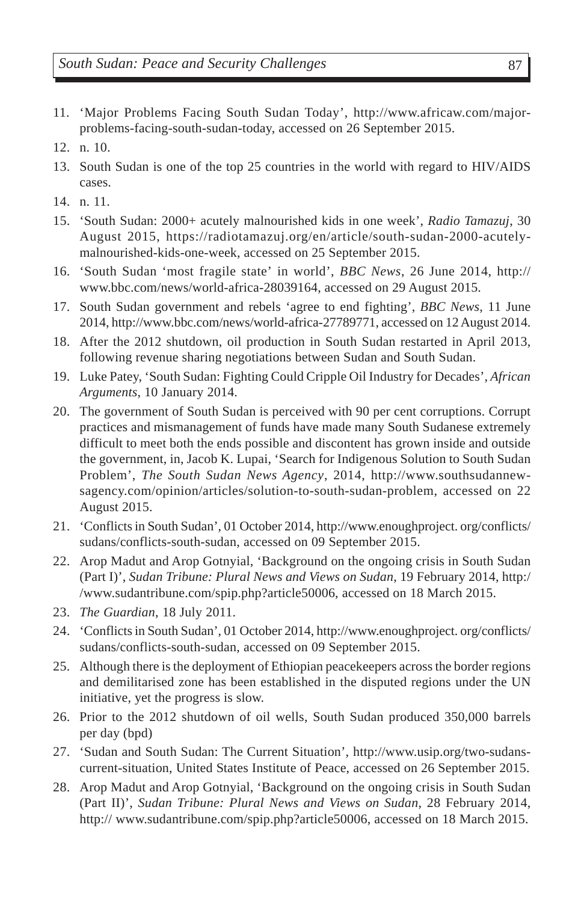11. 'Major Problems Facing South Sudan Today', http://www.africaw.com/major-problems-facing-south-sudan-today, accessed on 26 September 2015.
12. n. 10.
13. South Sudan is one of the top 25 countries in the world with regard to HIV/AIDS cases.
14. n. 11.
15. 'South Sudan: 2000+ acutely malnourished kids in one week', *Radio Tamazuj*, 30 August 2015, https://radiotamazuj.org/en/article/south-sudan-2000-acutely-malnourished-kids-one-week, accessed on 25 September 2015.
16. 'South Sudan 'most fragile state' in world', *BBC News*, 26 June 2014, http://www.bbc.com/news/world-africa-28039164, accessed on 29 August 2015.
17. South Sudan government and rebels 'agree to end fighting', *BBC News*, 11 June 2014, http://www.bbc.com/news/world-africa-27789771, accessed on 12 August 2014.
18. After the 2012 shutdown, oil production in South Sudan restarted in April 2013, following revenue sharing negotiations between Sudan and South Sudan.
19. Luke Patey, 'South Sudan: Fighting Could Cripple Oil Industry for Decades', *African Arguments*, 10 January 2014.
20. The government of South Sudan is perceived with 90 per cent corruptions. Corrupt practices and mismanagement of funds have made many South Sudanese extremely difficult to meet both the ends possible and discontent has grown inside and outside the government, in, Jacob K. Lupai, 'Search for Indigenous Solution to South Sudan Problem', *The South Sudan News Agency*, 2014, http://www.southsudannewsagency.com/opinion/articles/solution-to-south-sudan-problem, accessed on 22 August 2015.
21. 'Conflicts in South Sudan', 01 October 2014, http://www.enoughproject. org/conflicts/sudans/conflicts-south-sudan, accessed on 09 September 2015.
22. Arop Madut and Arop Gotnyial, 'Background on the ongoing crisis in South Sudan (Part I)', *Sudan Tribune: Plural News and Views on Sudan*, 19 February 2014, http://www.sudantribune.com/spip.php?article50006, accessed on 18 March 2015.
23. *The Guardian*, 18 July 2011.
24. 'Conflicts in South Sudan', 01 October 2014, http://www.enoughproject. org/conflicts/sudans/conflicts-south-sudan, accessed on 09 September 2015.
25. Although there is the deployment of Ethiopian peacekeepers across the border regions and demilitarised zone has been established in the disputed regions under the UN initiative, yet the progress is slow.
26. Prior to the 2012 shutdown of oil wells, South Sudan produced 350,000 barrels per day (bpd)
27. 'Sudan and South Sudan: The Current Situation', http://www.usip.org/two-sudans-current-situation, United States Institute of Peace, accessed on 26 September 2015.
28. Arop Madut and Arop Gotnyial, 'Background on the ongoing crisis in South Sudan (Part II)', *Sudan Tribune: Plural News and Views on Sudan*, 28 February 2014, http:// www.sudantribune.com/spip.php?article50006, accessed on 18 March 2015.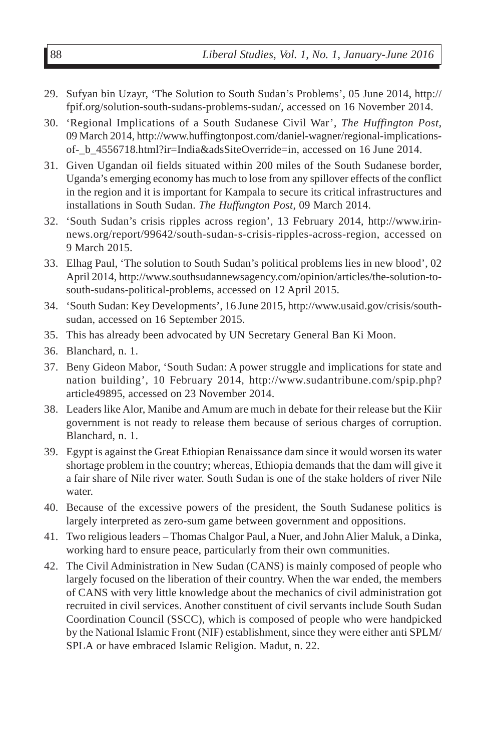29. Sufyan bin Uzayr, 'The Solution to South Sudan's Problems', 05 June 2014, http://fpif.org/solution-south-sudans-problems-sudan/, accessed on 16 November 2014.
30. 'Regional Implications of a South Sudanese Civil War', *The Huffington Post*, 09 March 2014, http://www.huffingtonpost.com/daniel-wagner/regional-implications-of-_b_4556718.html?ir=India&adsSiteOverride=in, accessed on 16 June 2014.
31. Given Ugandan oil fields situated within 200 miles of the South Sudanese border, Uganda's emerging economy has much to lose from any spillover effects of the conflict in the region and it is important for Kampala to secure its critical infrastructures and installations in South Sudan. *The Huffungton Post*, 09 March 2014.
32. 'South Sudan's crisis ripples across region', 13 February 2014, http://www.irinnews.org/report/99642/south-sudan-s-crisis-ripples-across-region, accessed on 9 March 2015.
33. Elhag Paul, 'The solution to South Sudan's political problems lies in new blood', 02 April 2014, http://www.southsudannewsagency.com/opinion/articles/the-solution-to-south-sudans-political-problems, accessed on 12 April 2015.
34. 'South Sudan: Key Developments', 16 June 2015, http://www.usaid.gov/crisis/south-sudan, accessed on 16 September 2015.
35. This has already been advocated by UN Secretary General Ban Ki Moon.
36. Blanchard, n. 1.
37. Beny Gideon Mabor, 'South Sudan: A power struggle and implications for state and nation building', 10 February 2014, http://www.sudantribune.com/spip.php?article49895, accessed on 23 November 2014.
38. Leaders like Alor, Manibe and Amum are much in debate for their release but the Kiir government is not ready to release them because of serious charges of corruption. Blanchard, n. 1.
39. Egypt is against the Great Ethiopian Renaissance dam since it would worsen its water shortage problem in the country; whereas, Ethiopia demands that the dam will give it a fair share of Nile river water. South Sudan is one of the stake holders of river Nile water.
40. Because of the excessive powers of the president, the South Sudanese politics is largely interpreted as zero-sum game between government and oppositions.
41. Two religious leaders – Thomas Chalgor Paul, a Nuer, and John Alier Maluk, a Dinka, working hard to ensure peace, particularly from their own communities.
42. The Civil Administration in New Sudan (CANS) is mainly composed of people who largely focused on the liberation of their country. When the war ended, the members of CANS with very little knowledge about the mechanics of civil administration got recruited in civil services. Another constituent of civil servants include South Sudan Coordination Council (SSCC), which is composed of people who were handpicked by the National Islamic Front (NIF) establishment, since they were either anti SPLM/SPLA or have embraced Islamic Religion. Madut, n. 22.